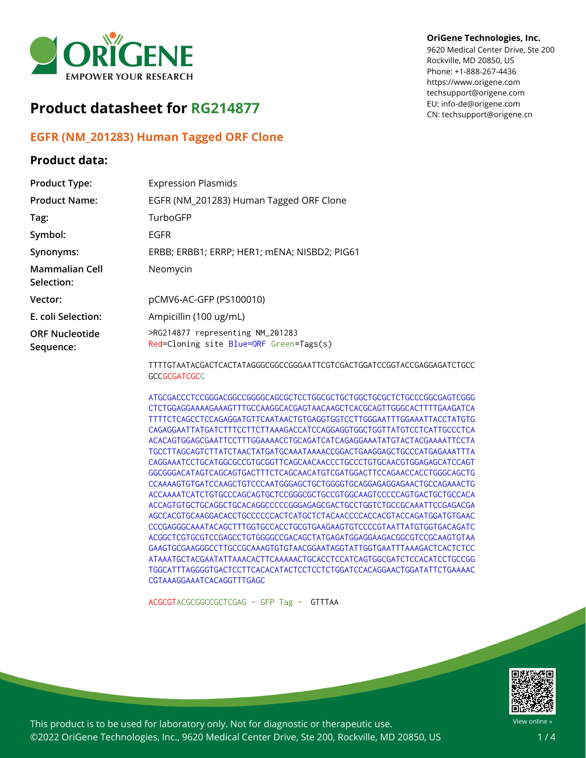**OriGene Technologies, Inc.**
9620 Medical Center Drive, Ste 200
Rockville, MD 20850, US
Phone: +1-888-267-4436
https://www.origene.com
techsupport@origene.com
EU: info-de@origene.com
CN: techsupport@origene.cn

# Product datasheet for RG214877

## EGFR (NM_201283) Human Tagged ORF Clone

### Product data:

| | |
|---|---|
| **Product Type:** | Expression Plasmids |
| **Product Name:** | EGFR (NM_201283) Human Tagged ORF Clone |
| **Tag:** | TurboGFP |
| **Symbol:** | EGFR |
| **Synonyms:** | ERBB; ERBB1; ERRP; HER1; mENA; NISBD2; PIG61 |
| **Mammalian Cell Selection:** | Neomycin |
| **Vector:** | pCMV6-AC-GFP (PS100010) |
| **E. coli Selection:** | Ampicillin (100 ug/mL) |
| **ORF Nucleotide Sequence:** | >RG214877 representing NM_201283<br>Red=Cloning site Blue=ORF Green=Tags(s) |

```
TTTTGTAATACGACTCACTATAGGGCGGCCGGGAATTCGTCGACTGGATCCGGTACCGAGGAGATCTGCC
GCCGCGATCGCC

ATGCGACCCTCCGGGACGGCCGGGGCAGCGCTCCTGGCGCTGCTGGCTGCGCTCTGCCCGGCGAGTCGGG
CTCTGGAGGAAAAGAAAGTTTGCCAAGGCACGAGTAACAAGCTCACGCAGTTGGGCACTTTTGAAGATCA
TTTTCTCAGCCTCCAGAGGATGTTCAATAACTGTGAGGTGGTCCTTGGGAATTTGGAAATTACCTATGTG
CAGAGGAATTATGATCTTTCCTTCTTAAAGACCATCCAGGAGGTGGCTGGTTATGTCCTCATTGCCCTCA
ACACAGTGGAGCGAATTCCTTTGGAAAACCTGCAGATCATCAGAGGAAATATGTACTACGAAAATTCCTA
TGCCTTAGCAGTCTTATCTAACTATGATGCAAATAAAACCGGACTGAAGGAGCTGCCCATGAGAAATTTA
CAGGAAATCCTGCATGGCGCCGTGCGGTTCAGCAACAACCCTGCCCTGTGCAACGTGGAGAGCATCCAGT
GGCGGGACATAGTCAGCAGTGACTTTCTCAGCAACATGTCGATGGACTTCCAGAACCACCTGGGCAGCTG
CCAAAAGTGTGATCCAAGCTGTCCCAATGGGAGCTGCTGGGGTGCAGGAGAGGAGAACTGCCAGAAACTG
ACCAAAATCATCTGTGCCCAGCAGTGCTCCGGGCGCTGCCGTGGCAAGTCCCCCAGTGACTGCTGCCACA
ACCAGTGTGCTGCAGGCTGCACAGGCCCCCGGGAGAGCGACTGCCTGGTCTGCCGCAAATTCCGAGACGA
AGCCACGTGCAAGGACACCTGCCCCCCACTCATGCTCTACAACCCCACCACGTACCAGATGGATGTGAAC
CCCGAGGGCAAATACAGCTTTGGTGCCACCTGCGTGAAGAAGTGTCCCCGTAATTATGTGGTGACAGATC
ACGGCTCGTGCGTCCGAGCCTGTGGGGCCGACAGCTATGAGATGGAGGAAGACGGCGTCCGCAAGTGTAA
GAAGTGCGAAGGGCCTTGCCGCAAAGTGTGTAACGGAATAGGTATTGGTGAATTTAAAGACTCACTCTCC
ATAAATGCTACGAATATTAAACACTTCAAAAACTGCACCTCCATCAGTGGCGATCTCCACATCCTGCCGG
TGGCATTTAGGGGTGACTCCTTCACACATACTCCTCCTCTGGATCCACAGGAACTGGATATTCTGAAAAC
CGTAAAGGAAATCACAGGTTTGAGC

ACGCGTACGCGGCCGCTCGAG - GFP Tag - GTTTAA
```

This product is to be used for laboratory only. Not for diagnostic or therapeutic use.
©2022 OriGene Technologies, Inc., 9620 Medical Center Drive, Ste 200, Rockville, MD 20850, US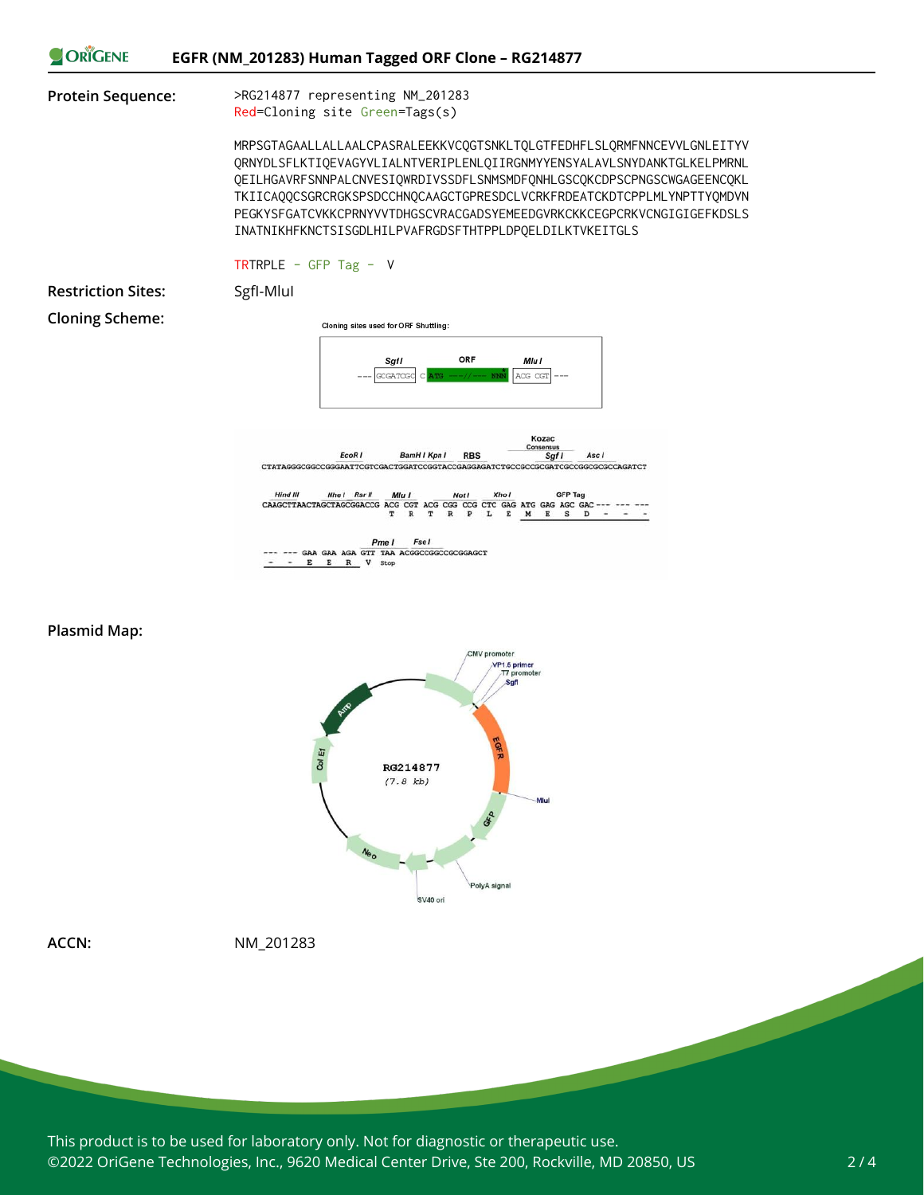**Protein Sequence:**

```
>RG214877 representing NM_201283
Red=Cloning site Green=Tags(s)

MRPSGTAGAALLALLAALCPASRALEEKKVCQGTSNKLTQLGTFEDHFLSLQRMFNNCEVVLGNLEITYV
QRNYDLSFLKTIQEVAGYVLIALNTVERIPLENLQIIRGNMYYENSYALAVLSNYDANKTGLKELPMRNL
QEILHGAVRFSNNPALCNVESIQWRDIVSSDFLSNMSMDFQNHLGSCQKCDPSCPNGSCWGAGEENCQKL
TKIICAQQCSGRCRGKSPSDCCHNQCAAGCTGPRESDCLVCRKFRDEATCKDTCPPLMLYNPTTYQMDVN
PEGKYSFGATCVKKCPRNYVVTDHGSCVRACGADSYEMEEDGVRKCKKCEGPCRKVCNGIGIGEFKDSLS
INATNIKHFKNCTSISGDLHILPVAFRGDSFTHTPPLDPQELDILKTVKEITGLS

TRTRPLE - GFP Tag - V
```

**Restriction Sites:** SgfI-MluI

**Cloning Scheme:**

**Plasmid Map:**

**ACCN:** NM_201283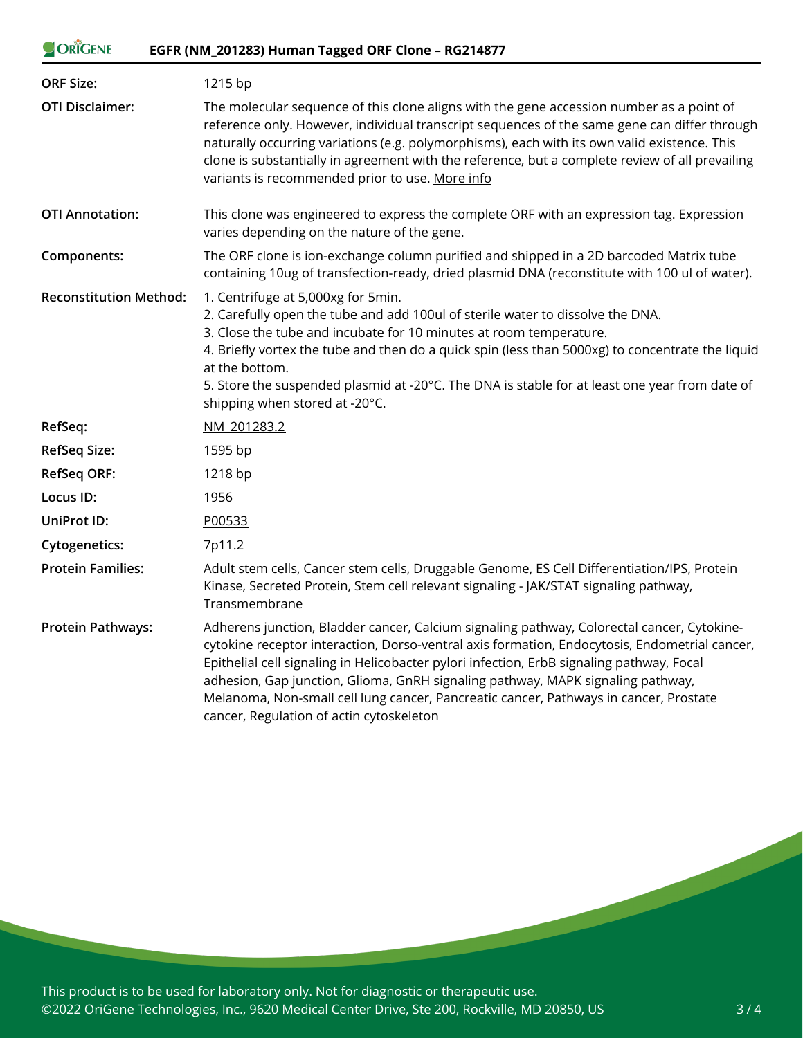| | |
|---|---|
| **ORF Size:** | 1215 bp |
| **OTI Disclaimer:** | The molecular sequence of this clone aligns with the gene accession number as a point of reference only. However, individual transcript sequences of the same gene can differ through naturally occurring variations (e.g. polymorphisms), each with its own valid existence. This clone is substantially in agreement with the reference, but a complete review of all prevailing variants is recommended prior to use. More info |
| **OTI Annotation:** | This clone was engineered to express the complete ORF with an expression tag. Expression varies depending on the nature of the gene. |
| **Components:** | The ORF clone is ion-exchange column purified and shipped in a 2D barcoded Matrix tube containing 10ug of transfection-ready, dried plasmid DNA (reconstitute with 100 ul of water). |
| **Reconstitution Method:** | 1. Centrifuge at 5,000xg for 5min.<br>2. Carefully open the tube and add 100ul of sterile water to dissolve the DNA.<br>3. Close the tube and incubate for 10 minutes at room temperature.<br>4. Briefly vortex the tube and then do a quick spin (less than 5000xg) to concentrate the liquid at the bottom.<br>5. Store the suspended plasmid at -20°C. The DNA is stable for at least one year from date of shipping when stored at -20°C. |
| **RefSeq:** | NM_201283.2 |
| **RefSeq Size:** | 1595 bp |
| **RefSeq ORF:** | 1218 bp |
| **Locus ID:** | 1956 |
| **UniProt ID:** | P00533 |
| **Cytogenetics:** | 7p11.2 |
| **Protein Families:** | Adult stem cells, Cancer stem cells, Druggable Genome, ES Cell Differentiation/IPS, Protein Kinase, Secreted Protein, Stem cell relevant signaling - JAK/STAT signaling pathway, Transmembrane |
| **Protein Pathways:** | Adherens junction, Bladder cancer, Calcium signaling pathway, Colorectal cancer, Cytokine-cytokine receptor interaction, Dorso-ventral axis formation, Endocytosis, Endometrial cancer, Epithelial cell signaling in Helicobacter pylori infection, ErbB signaling pathway, Focal adhesion, Gap junction, Glioma, GnRH signaling pathway, MAPK signaling pathway, Melanoma, Non-small cell lung cancer, Pancreatic cancer, Pathways in cancer, Prostate cancer, Regulation of actin cytoskeleton |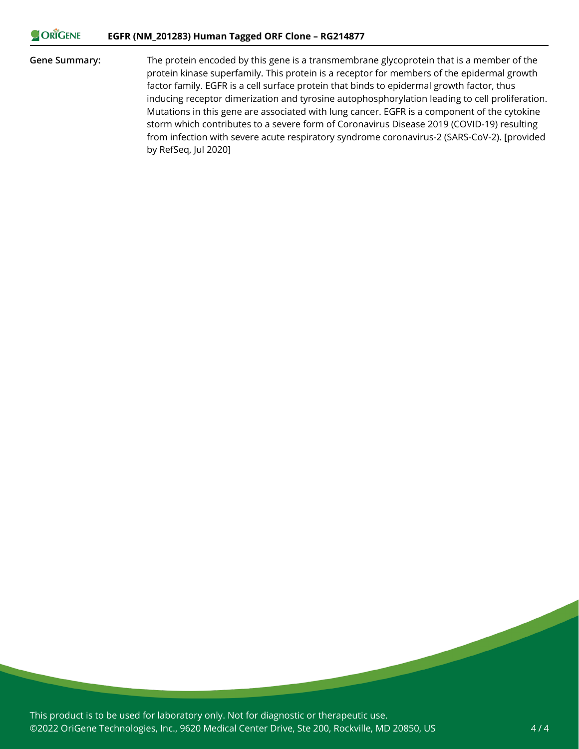**Gene Summary:** The protein encoded by this gene is a transmembrane glycoprotein that is a member of the protein kinase superfamily. This protein is a receptor for members of the epidermal growth factor family. EGFR is a cell surface protein that binds to epidermal growth factor, thus inducing receptor dimerization and tyrosine autophosphorylation leading to cell proliferation. Mutations in this gene are associated with lung cancer. EGFR is a component of the cytokine storm which contributes to a severe form of Coronavirus Disease 2019 (COVID-19) resulting from infection with severe acute respiratory syndrome coronavirus-2 (SARS-CoV-2). [provided by RefSeq, Jul 2020]